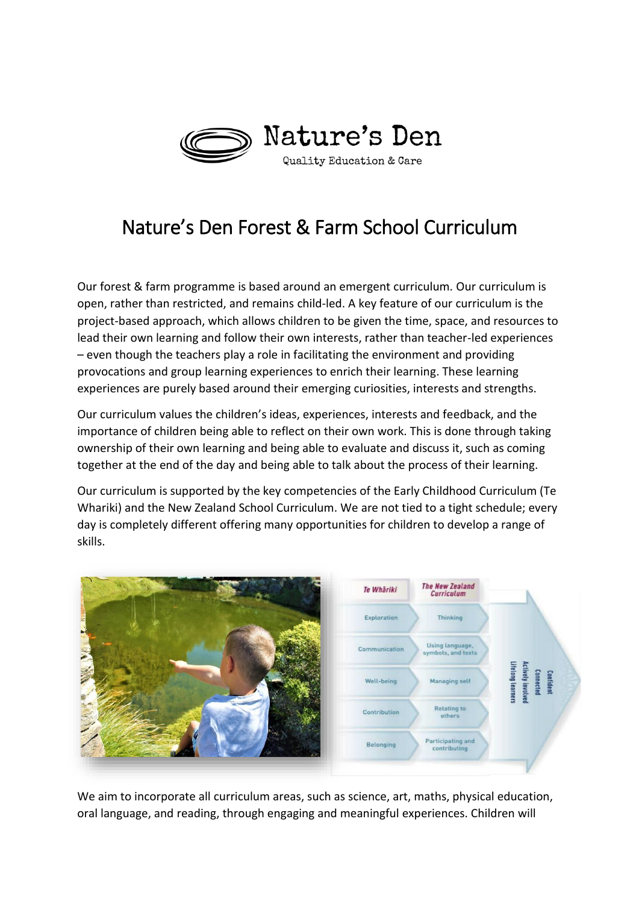Nature's Den

Quality Education & Care

# Nature's Den Forest & Farm School Curriculum

Our forest & farm programme is based around an emergent curriculum. Our curriculum is open, rather than restricted, and remains child-led. A key feature of our curriculum is the project-based approach, which allows children to be given the time, space, and resources to lead their own learning and follow their own interests, rather than teacher-led experiences – even though the teachers play a role in facilitating the environment and providing provocations and group learning experiences to enrich their learning. These learning experiences are purely based around their emerging curiosities, interests and strengths.

Our curriculum values the children's ideas, experiences, interests and feedback, and the importance of children being able to reflect on their own work. This is done through taking ownership of their own learning and being able to evaluate and discuss it, such as coming together at the end of the day and being able to talk about the process of their learning.

Our curriculum is supported by the key competencies of the Early Childhood Curriculum (Te Whariki) and the New Zealand School Curriculum. We are not tied to a tight schedule; every day is completely different offering many opportunities for children to develop a range of skills.

| Te Whāriki | The New Zealand Curriculum |
| --- | --- |
| Exploration | Thinking |
| Communication | Using language, symbols, and texts |
| Well-being | Managing self |
| Contribution | Relating to others |
| Belonging | Participating and contributing |

Confident, Connected, Actively involved, Lifelong learners

We aim to incorporate all curriculum areas, such as science, art, maths, physical education, oral language, and reading, through engaging and meaningful experiences. Children will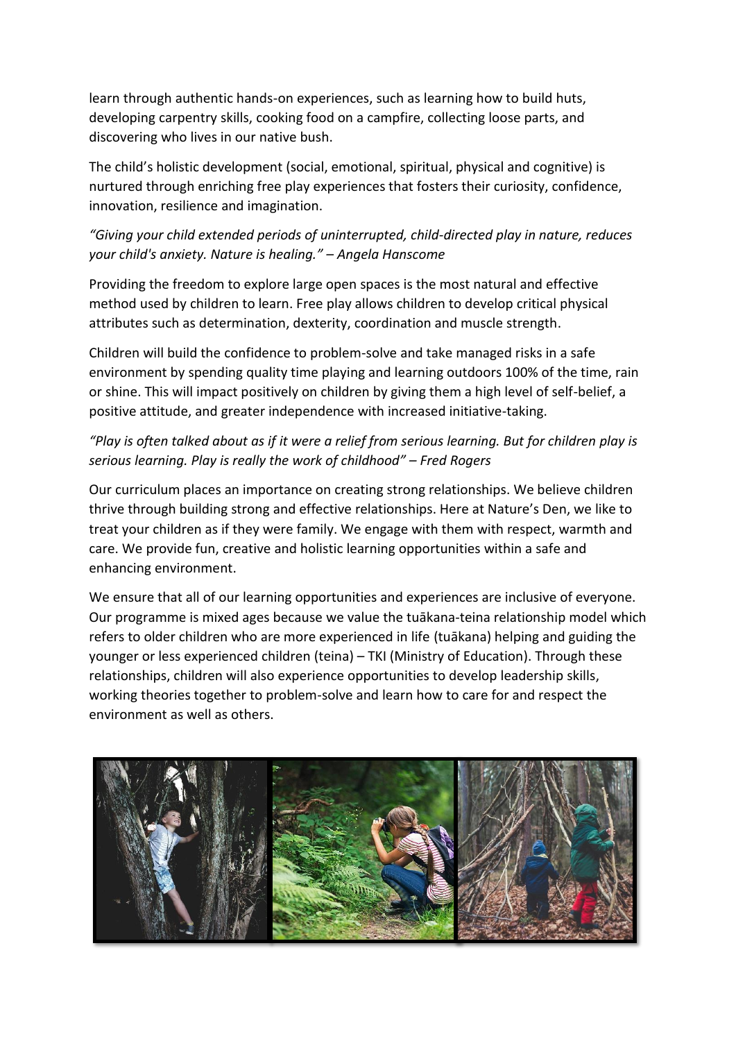learn through authentic hands-on experiences, such as learning how to build huts, developing carpentry skills, cooking food on a campfire, collecting loose parts, and discovering who lives in our native bush.

The child's holistic development (social, emotional, spiritual, physical and cognitive) is nurtured through enriching free play experiences that fosters their curiosity, confidence, innovation, resilience and imagination.

*"Giving your child extended periods of uninterrupted, child-directed play in nature, reduces your child's anxiety. Nature is healing." – Angela Hanscome*

Providing the freedom to explore large open spaces is the most natural and effective method used by children to learn. Free play allows children to develop critical physical attributes such as determination, dexterity, coordination and muscle strength.

Children will build the confidence to problem-solve and take managed risks in a safe environment by spending quality time playing and learning outdoors 100% of the time, rain or shine. This will impact positively on children by giving them a high level of self-belief, a positive attitude, and greater independence with increased initiative-taking.

*"Play is often talked about as if it were a relief from serious learning. But for children play is serious learning. Play is really the work of childhood" – Fred Rogers*

Our curriculum places an importance on creating strong relationships. We believe children thrive through building strong and effective relationships. Here at Nature's Den, we like to treat your children as if they were family. We engage with them with respect, warmth and care. We provide fun, creative and holistic learning opportunities within a safe and enhancing environment.

We ensure that all of our learning opportunities and experiences are inclusive of everyone. Our programme is mixed ages because we value the tuākana-teina relationship model which refers to older children who are more experienced in life (tuākana) helping and guiding the younger or less experienced children (teina) – TKI (Ministry of Education). Through these relationships, children will also experience opportunities to develop leadership skills, working theories together to problem-solve and learn how to care for and respect the environment as well as others.